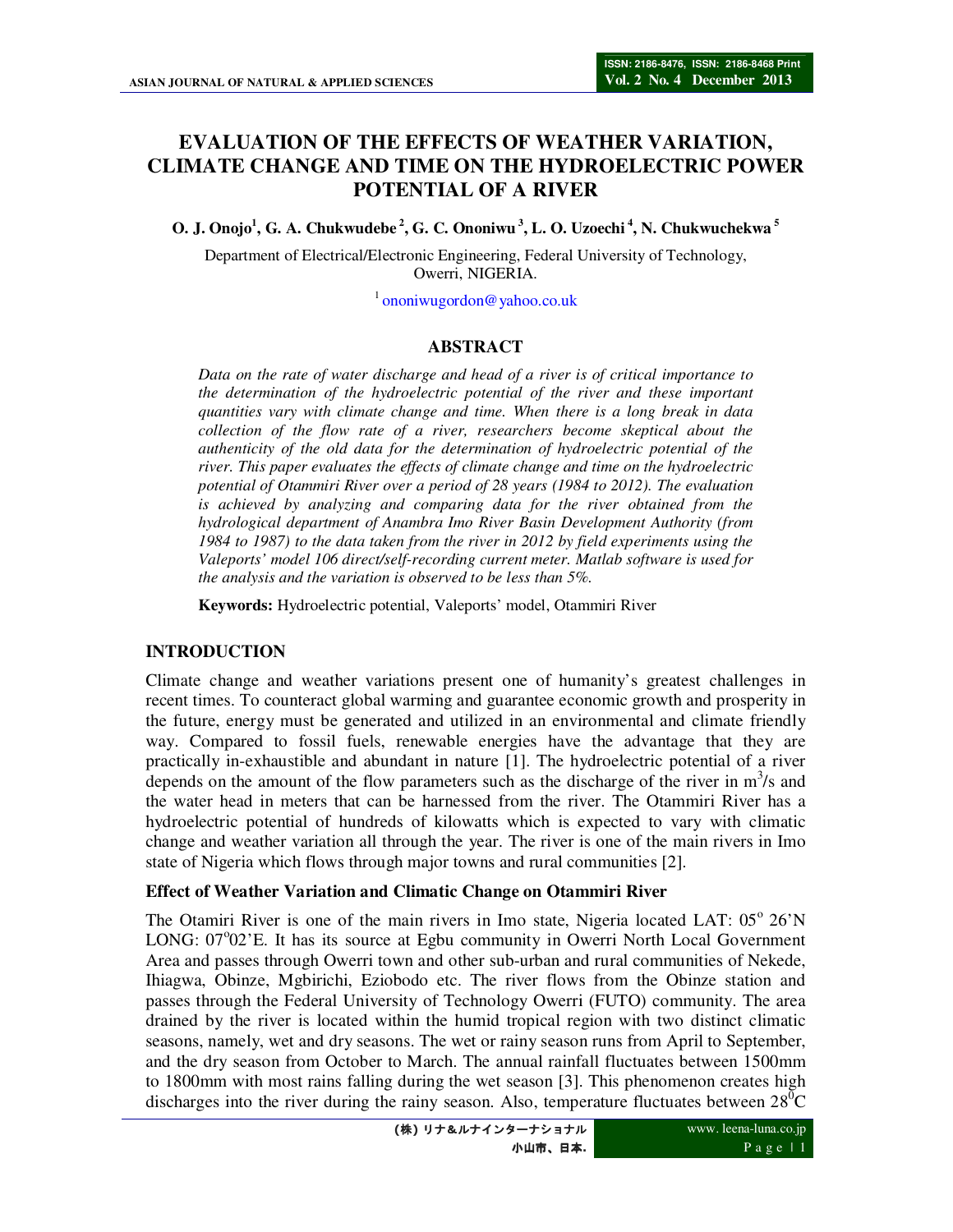# EVALUATION OF THE EFFECTS OF WEATHER VARIATION, CLIMATE CHANGE AND TIME ON THE HYDROELECTRIC POWER POTENTIAL OF A RIVER

**O. J. Onojo[1], G. A. Chukwudebe[2], G. C. Ononiwu[3], L. O. Uzoechi[4], N. Chukwuchekwa[5]**

Department of Electrical/Electronic Engineering, Federal University of Technology, Owerri, NIGERIA.

[1] ononiwugordon@yahoo.co.uk

## ABSTRACT

*Data on the rate of water discharge and head of a river is of critical importance to the determination of the hydroelectric potential of the river and these important quantities vary with climate change and time. When there is a long break in data collection of the flow rate of a river, researchers become skeptical about the authenticity of the old data for the determination of hydroelectric potential of the river. This paper evaluates the effects of climate change and time on the hydroelectric potential of Otammiri River over a period of 28 years (1984 to 2012). The evaluation is achieved by analyzing and comparing data for the river obtained from the hydrological department of Anambra Imo River Basin Development Authority (from 1984 to 1987) to the data taken from the river in 2012 by field experiments using the Valeports' model 106 direct/self-recording current meter. Matlab software is used for the analysis and the variation is observed to be less than 5%.*

**Keywords:** Hydroelectric potential, Valeports' model, Otammiri River

## INTRODUCTION

Climate change and weather variations present one of humanity's greatest challenges in recent times. To counteract global warming and guarantee economic growth and prosperity in the future, energy must be generated and utilized in an environmental and climate friendly way. Compared to fossil fuels, renewable energies have the advantage that they are practically in-exhaustible and abundant in nature [1]. The hydroelectric potential of a river depends on the amount of the flow parameters such as the discharge of the river in $m^3/s$ and the water head in meters that can be harnessed from the river. The Otammiri River has a hydroelectric potential of hundreds of kilowatts which is expected to vary with climatic change and weather variation all through the year. The river is one of the main rivers in Imo state of Nigeria which flows through major towns and rural communities [2].

### Effect of Weather Variation and Climatic Change on Otammiri River

The Otamiri River is one of the main rivers in Imo state, Nigeria located LAT: 05° 26'N LONG: 07°02'E. It has its source at Egbu community in Owerri North Local Government Area and passes through Owerri town and other sub-urban and rural communities of Nekede, Ihiagwa, Obinze, Mgbirichi, Eziobodo etc. The river flows from the Obinze station and passes through the Federal University of Technology Owerri (FUTO) community. The area drained by the river is located within the humid tropical region with two distinct climatic seasons, namely, wet and dry seasons. The wet or rainy season runs from April to September, and the dry season from October to March. The annual rainfall fluctuates between 1500mm to 1800mm with most rains falling during the wet season [3]. This phenomenon creates high discharges into the river during the rainy season. Also, temperature fluctuates between $28^0$C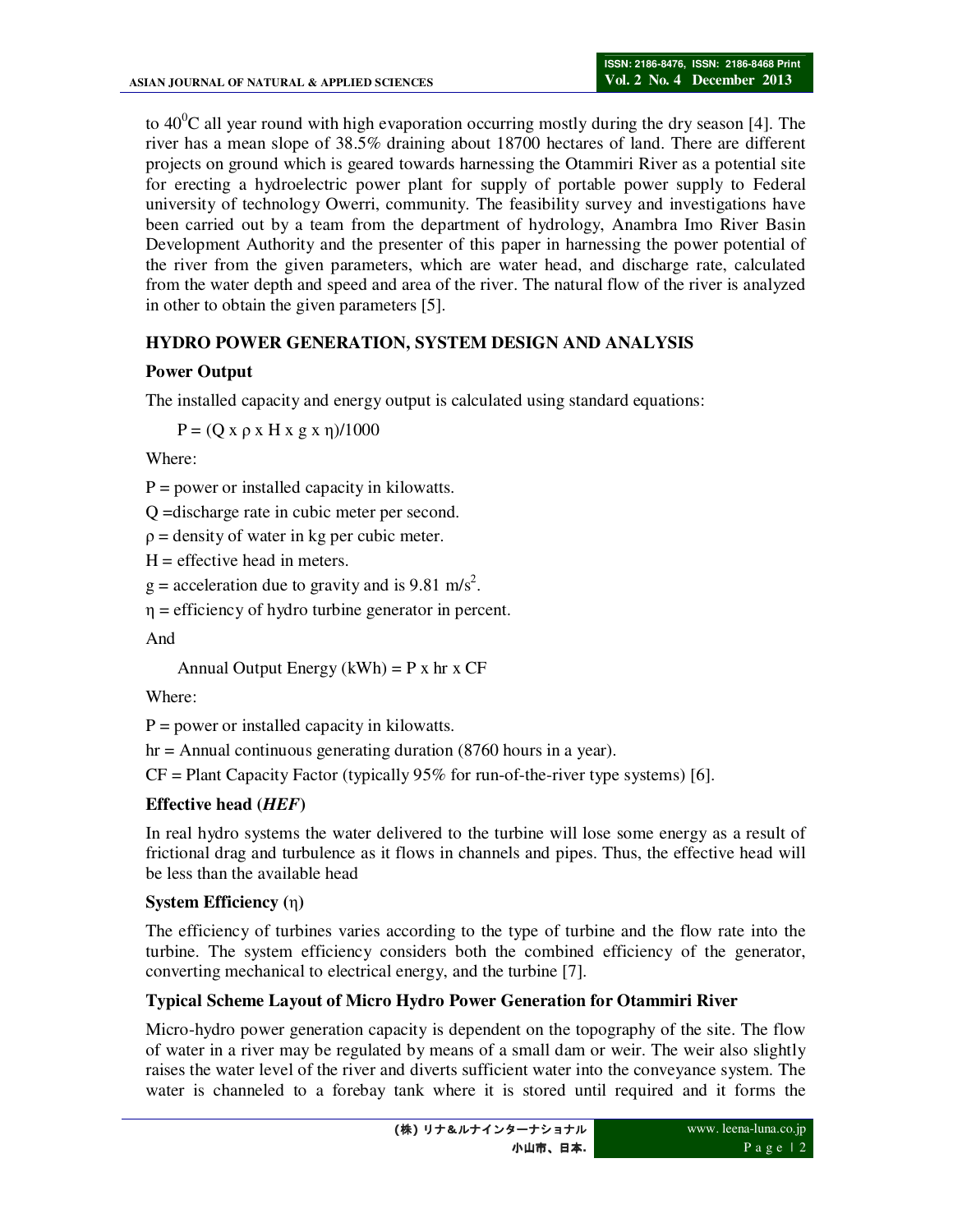to $40^0$C all year round with high evaporation occurring mostly during the dry season [4]. The river has a mean slope of 38.5% draining about 18700 hectares of land. There are different projects on ground which is geared towards harnessing the Otammiri River as a potential site for erecting a hydroelectric power plant for supply of portable power supply to Federal university of technology Owerri, community. The feasibility survey and investigations have been carried out by a team from the department of hydrology, Anambra Imo River Basin Development Authority and the presenter of this paper in harnessing the power potential of the river from the given parameters, which are water head, and discharge rate, calculated from the water depth and speed and area of the river. The natural flow of the river is analyzed in other to obtain the given parameters [5].

## HYDRO POWER GENERATION, SYSTEM DESIGN AND ANALYSIS

### Power Output

The installed capacity and energy output is calculated using standard equations:

$$P = (Q \times \rho \times H \times g \times \eta)/1000$$

Where:

P = power or installed capacity in kilowatts.

Q =discharge rate in cubic meter per second.

$\rho$ = density of water in kg per cubic meter.

H = effective head in meters.

g = acceleration due to gravity and is 9.81 $m/s^2$.

$\eta$ = efficiency of hydro turbine generator in percent.

And

$$\text{Annual Output Energy (kWh)} = P \times hr \times CF$$

Where:

P = power or installed capacity in kilowatts.

hr = Annual continuous generating duration (8760 hours in a year).

CF = Plant Capacity Factor (typically 95% for run-of-the-river type systems) [6].

### Effective head (*HEF*)

In real hydro systems the water delivered to the turbine will lose some energy as a result of frictional drag and turbulence as it flows in channels and pipes. Thus, the effective head will be less than the available head

### System Efficiency ($\eta$)

The efficiency of turbines varies according to the type of turbine and the flow rate into the turbine. The system efficiency considers both the combined efficiency of the generator, converting mechanical to electrical energy, and the turbine [7].

### Typical Scheme Layout of Micro Hydro Power Generation for Otammiri River

Micro-hydro power generation capacity is dependent on the topography of the site. The flow of water in a river may be regulated by means of a small dam or weir. The weir also slightly raises the water level of the river and diverts sufficient water into the conveyance system. The water is channeled to a forebay tank where it is stored until required and it forms the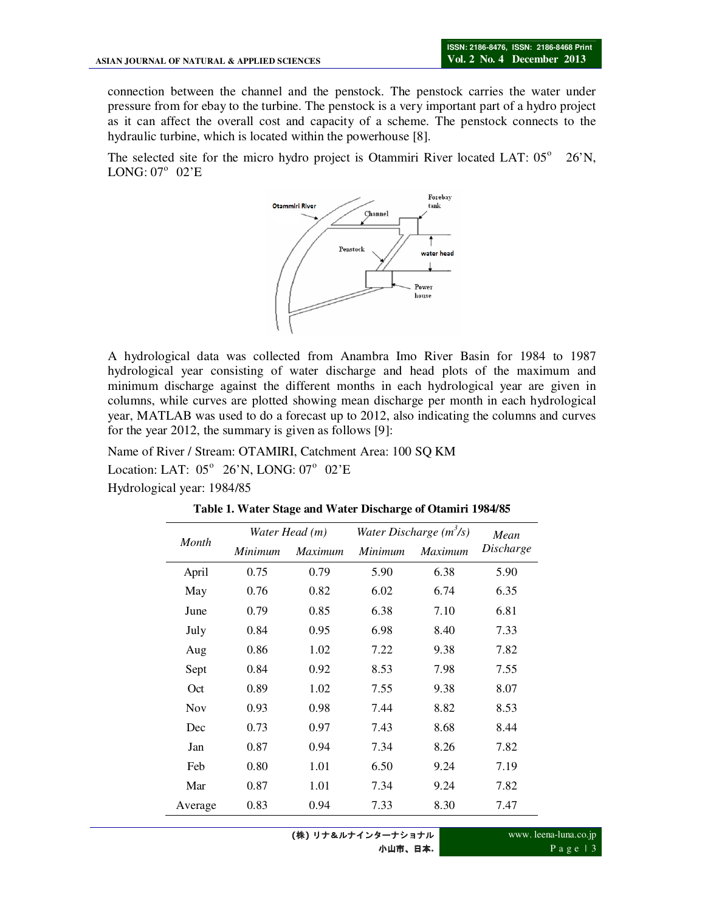connection between the channel and the penstock. The penstock carries the water under pressure from for ebay to the turbine. The penstock is a very important part of a hydro project as it can affect the overall cost and capacity of a scheme. The penstock connects to the hydraulic turbine, which is located within the powerhouse [8].

The selected site for the micro hydro project is Otammiri River located LAT: 05° 26'N, LONG: 07° 02'E

A hydrological data was collected from Anambra Imo River Basin for 1984 to 1987 hydrological year consisting of water discharge and head plots of the maximum and minimum discharge against the different months in each hydrological year are given in columns, while curves are plotted showing mean discharge per month in each hydrological year, MATLAB was used to do a forecast up to 2012, also indicating the columns and curves for the year 2012, the summary is given as follows [9]:

Name of River / Stream: OTAMIRI, Catchment Area: 100 SQ KM

Location: LAT: 05° 26'N, LONG: 07° 02'E

Hydrological year: 1984/85

**Table 1. Water Stage and Water Discharge of Otamiri 1984/85**

| *Month* | *Water Head (m)* | | *Water Discharge ($m^3/s$)* | | *Mean Discharge* |
|---|---|---|---|---|---|
| | *Minimum* | *Maximum* | *Minimum* | *Maximum* | |
| April | 0.75 | 0.79 | 5.90 | 6.38 | 5.90 |
| May | 0.76 | 0.82 | 6.02 | 6.74 | 6.35 |
| June | 0.79 | 0.85 | 6.38 | 7.10 | 6.81 |
| July | 0.84 | 0.95 | 6.98 | 8.40 | 7.33 |
| Aug | 0.86 | 1.02 | 7.22 | 9.38 | 7.82 |
| Sept | 0.84 | 0.92 | 8.53 | 7.98 | 7.55 |
| Oct | 0.89 | 1.02 | 7.55 | 9.38 | 8.07 |
| Nov | 0.93 | 0.98 | 7.44 | 8.82 | 8.53 |
| Dec | 0.73 | 0.97 | 7.43 | 8.68 | 8.44 |
| Jan | 0.87 | 0.94 | 7.34 | 8.26 | 7.82 |
| Feb | 0.80 | 1.01 | 6.50 | 9.24 | 7.19 |
| Mar | 0.87 | 1.01 | 7.34 | 9.24 | 7.82 |
| Average | 0.83 | 0.94 | 7.33 | 8.30 | 7.47 |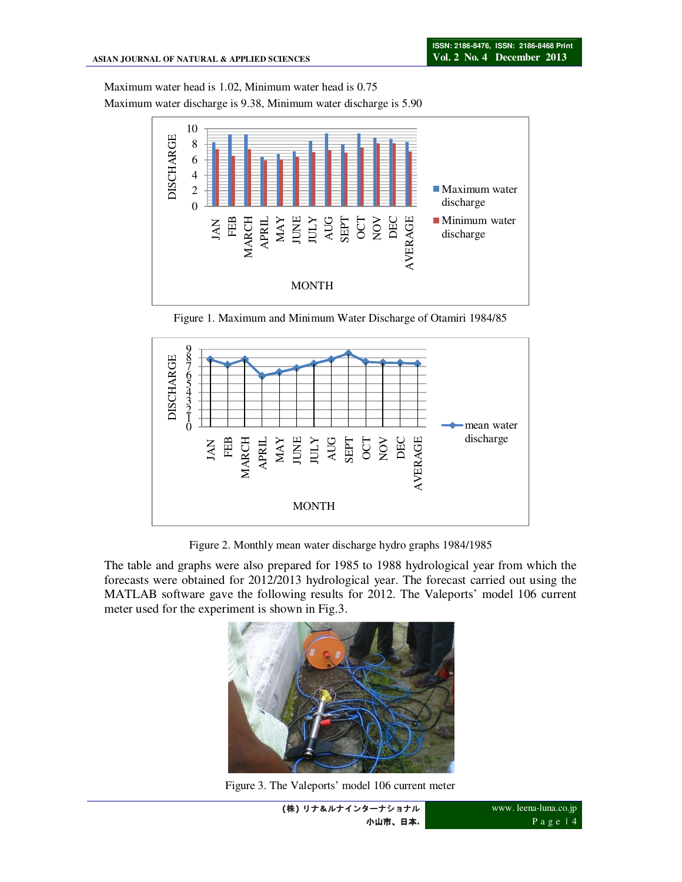Maximum water head is 1.02, Minimum water head is 0.75

Maximum water discharge is 9.38, Minimum water discharge is 5.90

Figure 1. Maximum and Minimum Water Discharge of Otamiri 1984/85

Figure 2. Monthly mean water discharge hydro graphs 1984/1985

The table and graphs were also prepared for 1985 to 1988 hydrological year from which the forecasts were obtained for 2012/2013 hydrological year. The forecast carried out using the MATLAB software gave the following results for 2012. The Valeports' model 106 current meter used for the experiment is shown in Fig.3.

Figure 3. The Valeports' model 106 current meter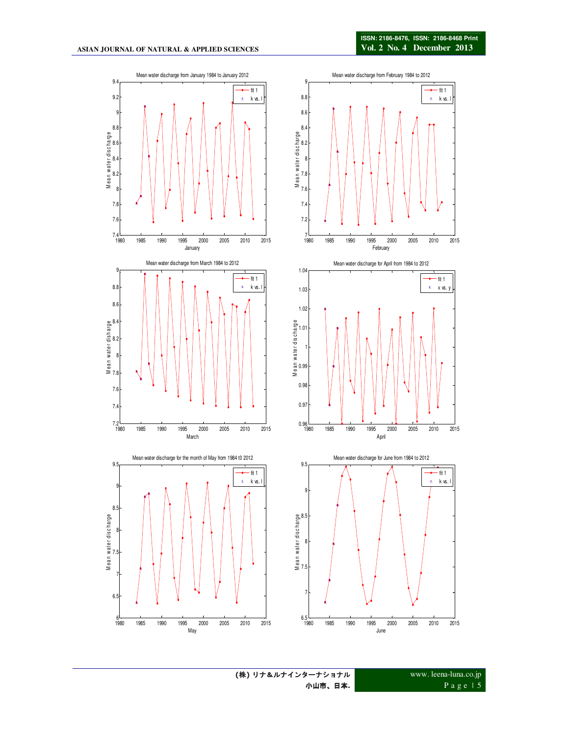Mean water discharge from January 1984 to January 2012

Mean water discharge from February 1984 to 2012

Mean water discharge from March 1984 to 2012

Mean water discharge for April from 1984 to 2012

Mean water discharge for the month of May from 1984 to 2012

Mean water discharge for June from 1984 to 2012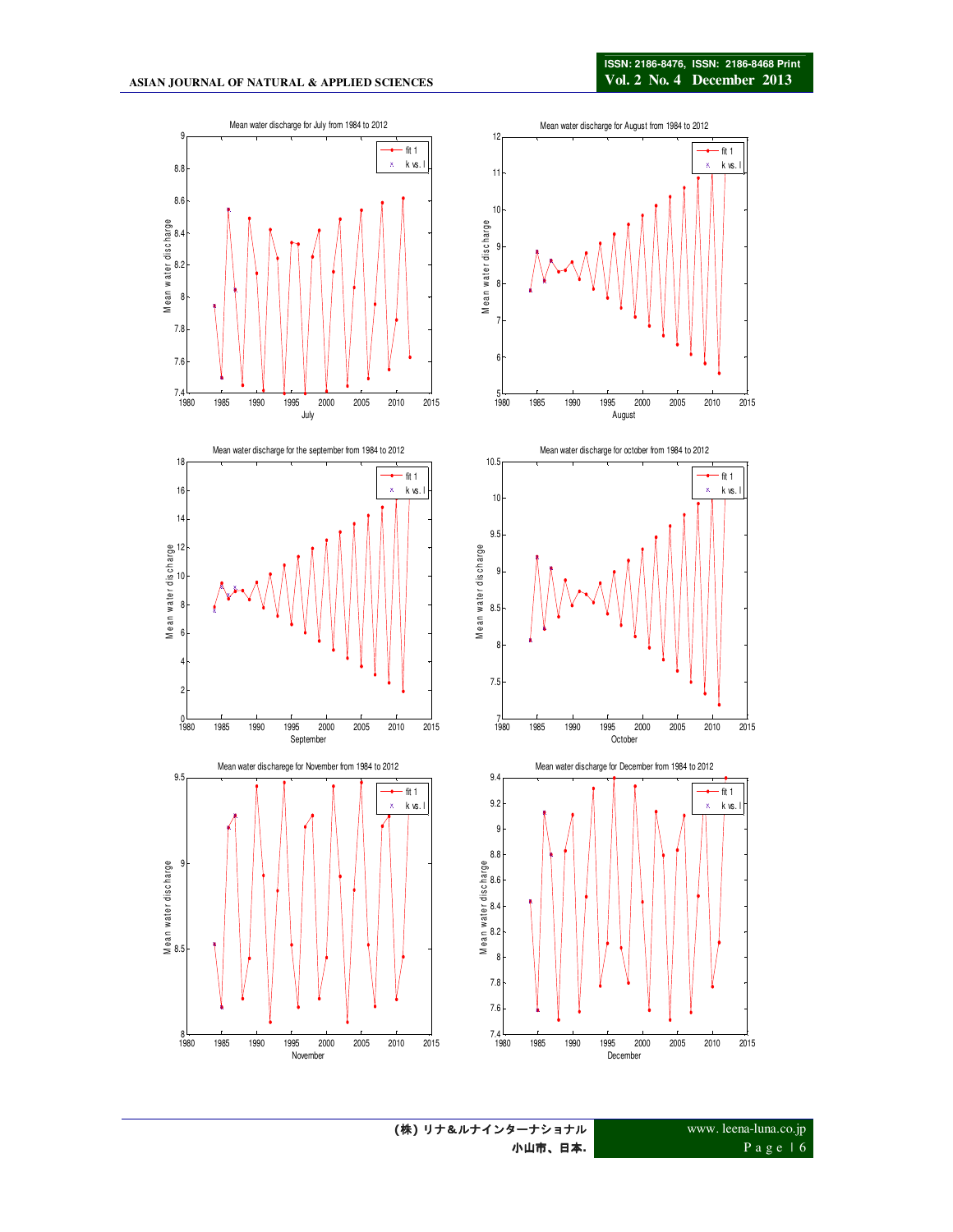Mean water discharge for July from 1984 to 2012

Mean water discharge for August from 1984 to 2012

Mean water discharge for the september from 1984 to 2012

Mean water discharge for october from 1984 to 2012

Mean water discharege for November from 1984 to 2012

Mean water discharge for December from 1984 to 2012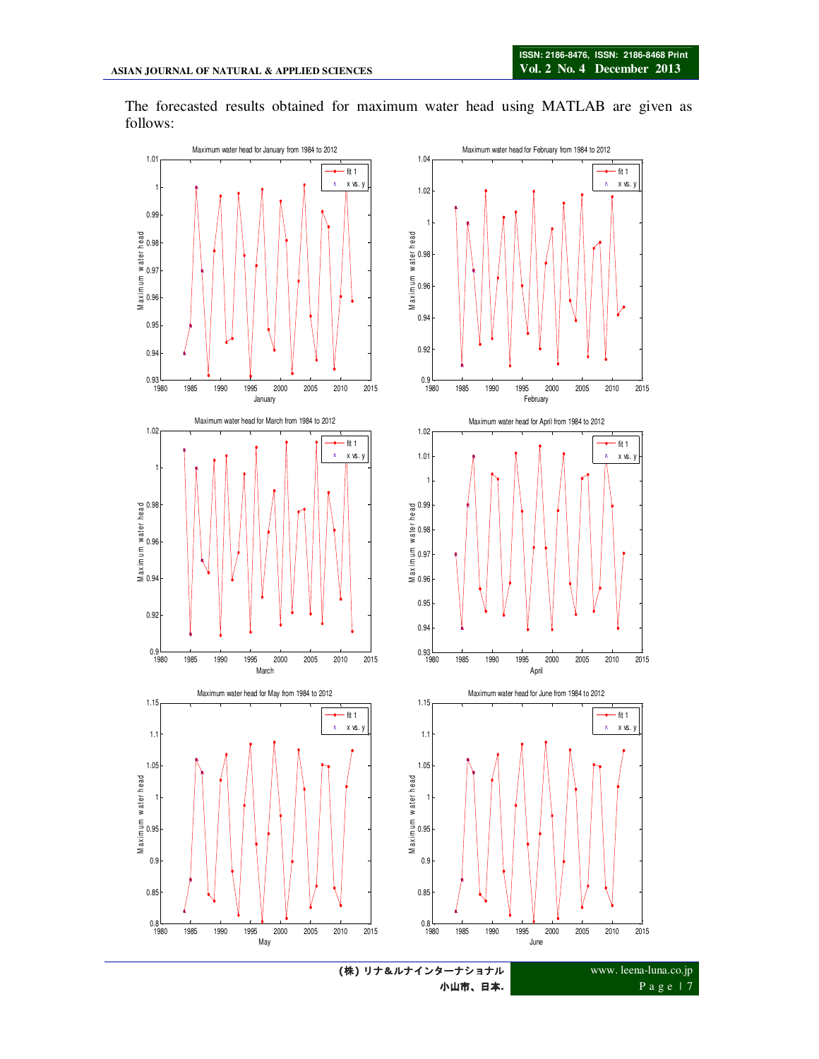The forecasted results obtained for maximum water head using MATLAB are given as follows: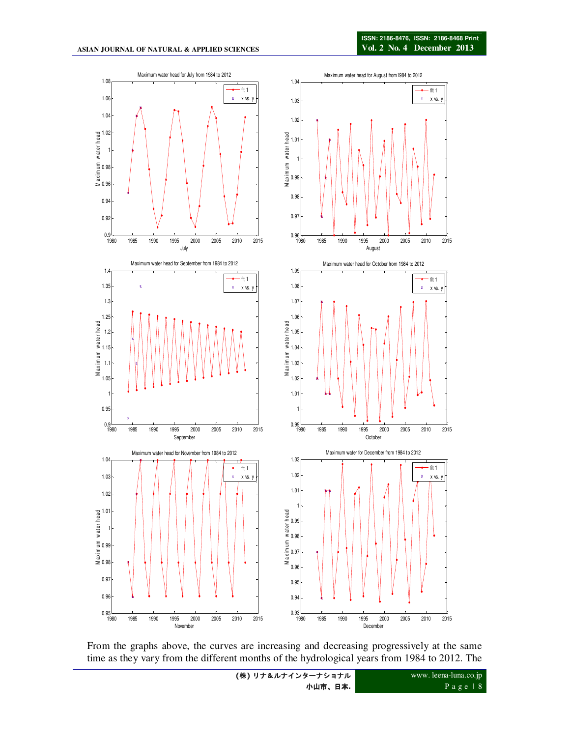Maximum water head for July from 1984 to 2012

Maximum water head for August from1984 to 2012

Maximum water head for September from 1984 to 2012

Maximum water head for October from 1984 to 2012

Maximum water head for November from 1984 to 2012

Maximum water for December from 1984 to 2012

From the graphs above, the curves are increasing and decreasing progressively at the same time as they vary from the different months of the hydrological years from 1984 to 2012. The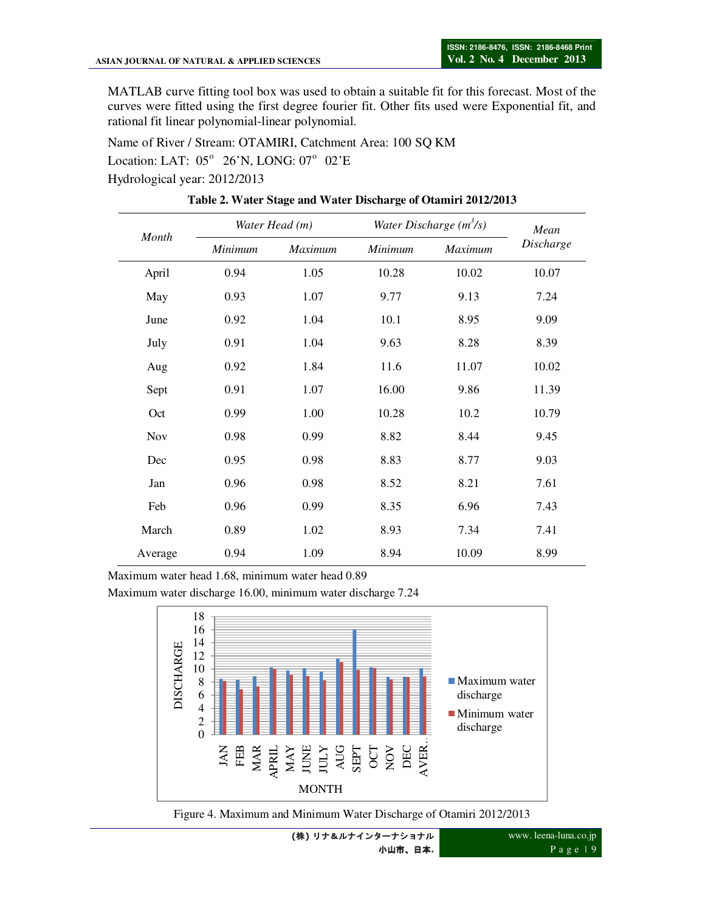MATLAB curve fitting tool box was used to obtain a suitable fit for this forecast. Most of the curves were fitted using the first degree fourier fit. Other fits used were Exponential fit, and rational fit linear polynomial-linear polynomial.

Name of River / Stream: OTAMIRI, Catchment Area: 100 SQ KM

Location: LAT: 05° 26'N, LONG: 07° 02'E

Hydrological year: 2012/2013

**Table 2. Water Stage and Water Discharge of Otamiri 2012/2013**

| *Month* | *Water Head (m)* | | *Water Discharge ($m^3/s$)* | | *Mean Discharge* |
|---|---|---|---|---|---|
| | *Minimum* | *Maximum* | *Minimum* | *Maximum* | |
| April | 0.94 | 1.05 | 10.28 | 10.02 | 10.07 |
| May | 0.93 | 1.07 | 9.77 | 9.13 | 7.24 |
| June | 0.92 | 1.04 | 10.1 | 8.95 | 9.09 |
| July | 0.91 | 1.04 | 9.63 | 8.28 | 8.39 |
| Aug | 0.92 | 1.84 | 11.6 | 11.07 | 10.02 |
| Sept | 0.91 | 1.07 | 16.00 | 9.86 | 11.39 |
| Oct | 0.99 | 1.00 | 10.28 | 10.2 | 10.79 |
| Nov | 0.98 | 0.99 | 8.82 | 8.44 | 9.45 |
| Dec | 0.95 | 0.98 | 8.83 | 8.77 | 9.03 |
| Jan | 0.96 | 0.98 | 8.52 | 8.21 | 7.61 |
| Feb | 0.96 | 0.99 | 8.35 | 6.96 | 7.43 |
| March | 0.89 | 1.02 | 8.93 | 7.34 | 7.41 |
| Average | 0.94 | 1.09 | 8.94 | 10.09 | 8.99 |

Maximum water head 1.68, minimum water head 0.89

Maximum water discharge 16.00, minimum water discharge 7.24

Figure 4. Maximum and Minimum Water Discharge of Otamiri 2012/2013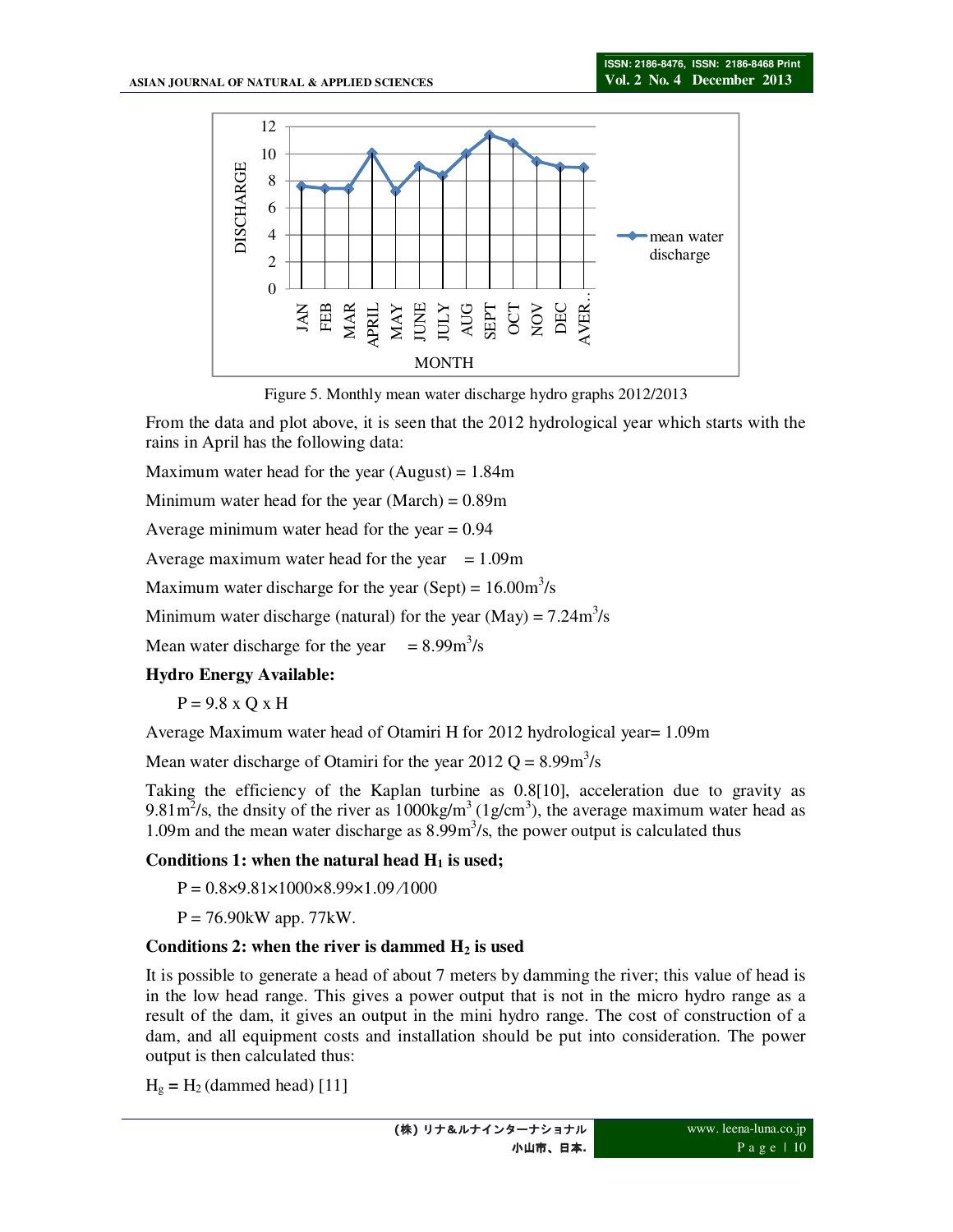Figure 5. Monthly mean water discharge hydro graphs 2012/2013

From the data and plot above, it is seen that the 2012 hydrological year which starts with the rains in April has the following data:

Maximum water head for the year (August) = 1.84m

Minimum water head for the year (March) = 0.89m

Average minimum water head for the year = 0.94

Average maximum water head for the year = 1.09m

Maximum water discharge for the year (Sept) = 16.00$m^3$/s

Minimum water discharge (natural) for the year (May) = 7.24$m^3$/s

Mean water discharge for the year = 8.99$m^3$/s

**Hydro Energy Available:**

$$P = 9.8 \times Q \times H$$

Average Maximum water head of Otamiri H for 2012 hydrological year= 1.09m

Mean water discharge of Otamiri for the year 2012 Q = 8.99$m^3$/s

Taking the efficiency of the Kaplan turbine as 0.8[10], acceleration due to gravity as 9.81$m^2$/s, the dnsity of the river as 1000kg/$m^3$ (1g/$cm^3$), the average maximum water head as 1.09m and the mean water discharge as 8.99$m^3$/s, the power output is calculated thus

**Conditions 1: when the natural head $H_1$ is used;**

$$P = 0.8 \times 9.81 \times 1000 \times 8.99 \times 1.09 / 1000$$

P = 76.90kW app. 77kW.

**Conditions 2: when the river is dammed $H_2$ is used**

It is possible to generate a head of about 7 meters by damming the river; this value of head is in the low head range. This gives a power output that is not in the micro hydro range as a result of the dam, it gives an output in the mini hydro range. The cost of construction of a dam, and all equipment costs and installation should be put into consideration. The power output is then calculated thus:

$H_g = H_2$ (dammed head) [11]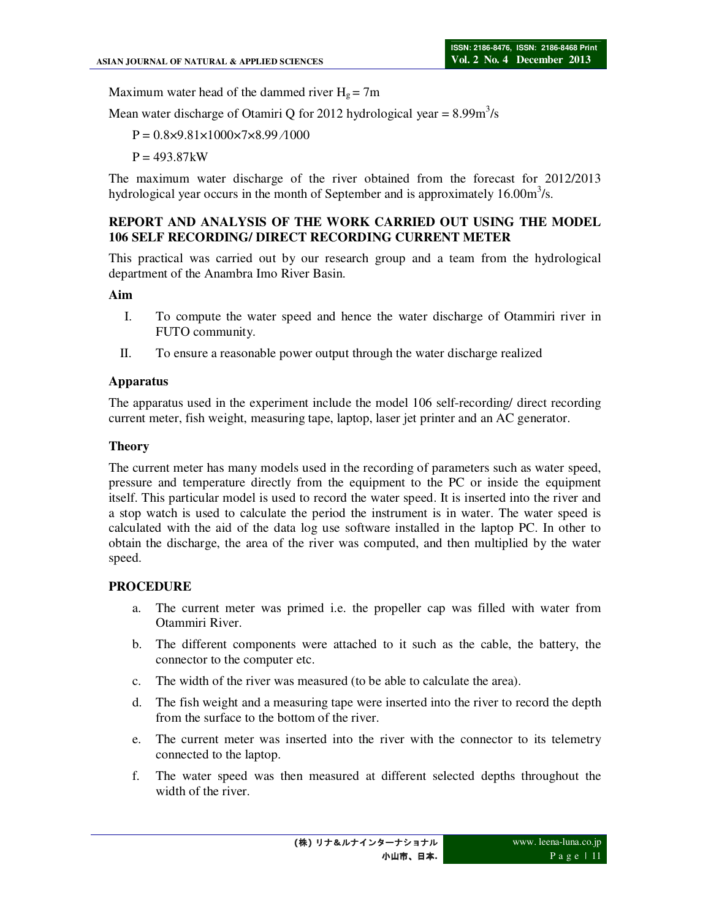Maximum water head of the dammed river $H_g = 7m$

Mean water discharge of Otamiri Q for 2012 hydrological year = $8.99m^3/s$

$$P = 0.8 \times 9.81 \times 1000 \times 7 \times 8.99 / 1000$$

$$P = 493.87kW$$

The maximum water discharge of the river obtained from the forecast for 2012/2013 hydrological year occurs in the month of September and is approximately $16.00m^3/s$.

## REPORT AND ANALYSIS OF THE WORK CARRIED OUT USING THE MODEL 106 SELF RECORDING/ DIRECT RECORDING CURRENT METER

This practical was carried out by our research group and a team from the hydrological department of the Anambra Imo River Basin.

### Aim

I. To compute the water speed and hence the water discharge of Otammiri river in FUTO community.

II. To ensure a reasonable power output through the water discharge realized

### Apparatus

The apparatus used in the experiment include the model 106 self-recording/ direct recording current meter, fish weight, measuring tape, laptop, laser jet printer and an AC generator.

### Theory

The current meter has many models used in the recording of parameters such as water speed, pressure and temperature directly from the equipment to the PC or inside the equipment itself. This particular model is used to record the water speed. It is inserted into the river and a stop watch is used to calculate the period the instrument is in water. The water speed is calculated with the aid of the data log use software installed in the laptop PC. In other to obtain the discharge, the area of the river was computed, and then multiplied by the water speed.

### PROCEDURE

a. The current meter was primed i.e. the propeller cap was filled with water from Otammiri River.

b. The different components were attached to it such as the cable, the battery, the connector to the computer etc.

c. The width of the river was measured (to be able to calculate the area).

d. The fish weight and a measuring tape were inserted into the river to record the depth from the surface to the bottom of the river.

e. The current meter was inserted into the river with the connector to its telemetry connected to the laptop.

f. The water speed was then measured at different selected depths throughout the width of the river.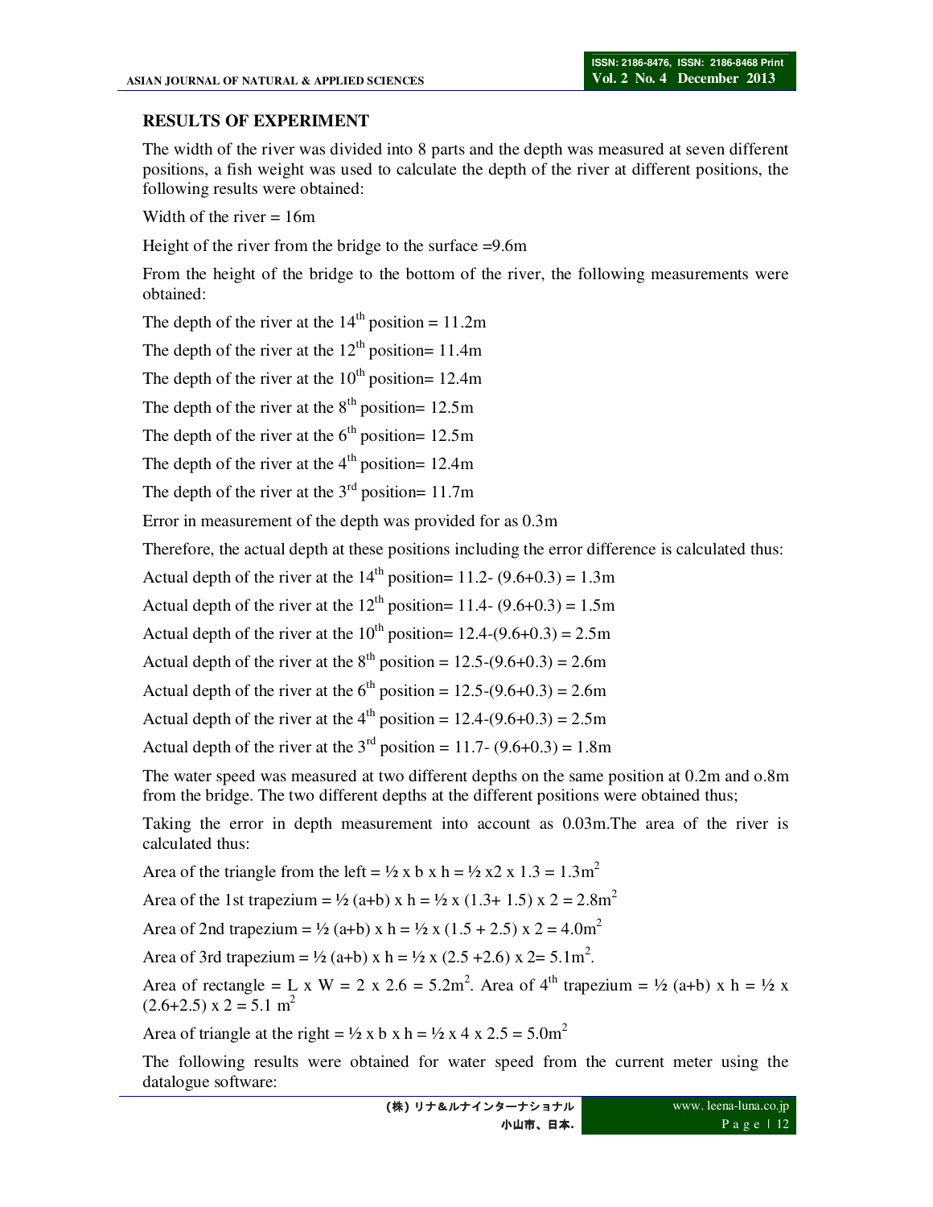## RESULTS OF EXPERIMENT

The width of the river was divided into 8 parts and the depth was measured at seven different positions, a fish weight was used to calculate the depth of the river at different positions, the following results were obtained:

Width of the river = 16m

Height of the river from the bridge to the surface =9.6m

From the height of the bridge to the bottom of the river, the following measurements were obtained:

The depth of the river at the $14^{th}$ position = 11.2m

The depth of the river at the $12^{th}$ position= 11.4m

The depth of the river at the $10^{th}$ position= 12.4m

The depth of the river at the $8^{th}$ position= 12.5m

The depth of the river at the $6^{th}$ position= 12.5m

The depth of the river at the $4^{th}$ position= 12.4m

The depth of the river at the $3^{rd}$ position= 11.7m

Error in measurement of the depth was provided for as 0.3m

Therefore, the actual depth at these positions including the error difference is calculated thus:

Actual depth of the river at the $14^{th}$ position= 11.2- (9.6+0.3) = 1.3m

Actual depth of the river at the $12^{th}$ position= 11.4- (9.6+0.3) = 1.5m

Actual depth of the river at the $10^{th}$ position= 12.4-(9.6+0.3) = 2.5m

Actual depth of the river at the $8^{th}$ position = 12.5-(9.6+0.3) = 2.6m

Actual depth of the river at the $6^{th}$ position = 12.5-(9.6+0.3) = 2.6m

Actual depth of the river at the $4^{th}$ position = 12.4-(9.6+0.3) = 2.5m

Actual depth of the river at the $3^{rd}$ position = 11.7- (9.6+0.3) = 1.8m

The water speed was measured at two different depths on the same position at 0.2m and o.8m from the bridge. The two different depths at the different positions were obtained thus;

Taking the error in depth measurement into account as 0.03m.The area of the river is calculated thus:

Area of the triangle from the left = ½ x b x h = ½ x2 x 1.3 = 1.3$m^2$

Area of the 1st trapezium = ½ (a+b) x h = ½ x (1.3+ 1.5) x 2 = 2.8$m^2$

Area of 2nd trapezium = ½ (a+b) x h = ½ x (1.5 + 2.5) x 2 = 4.0$m^2$

Area of 3rd trapezium = ½ (a+b) x h = ½ x (2.5 +2.6) x 2= 5.1$m^2$.

Area of rectangle = L x W = 2 x 2.6 = 5.2$m^2$. Area of $4^{th}$ trapezium = ½ (a+b) x h = ½ x (2.6+2.5) x 2 = 5.1 $m^2$

Area of triangle at the right = ½ x b x h = ½ x 4 x 2.5 = 5.0$m^2$

The following results were obtained for water speed from the current meter using the datalogue software: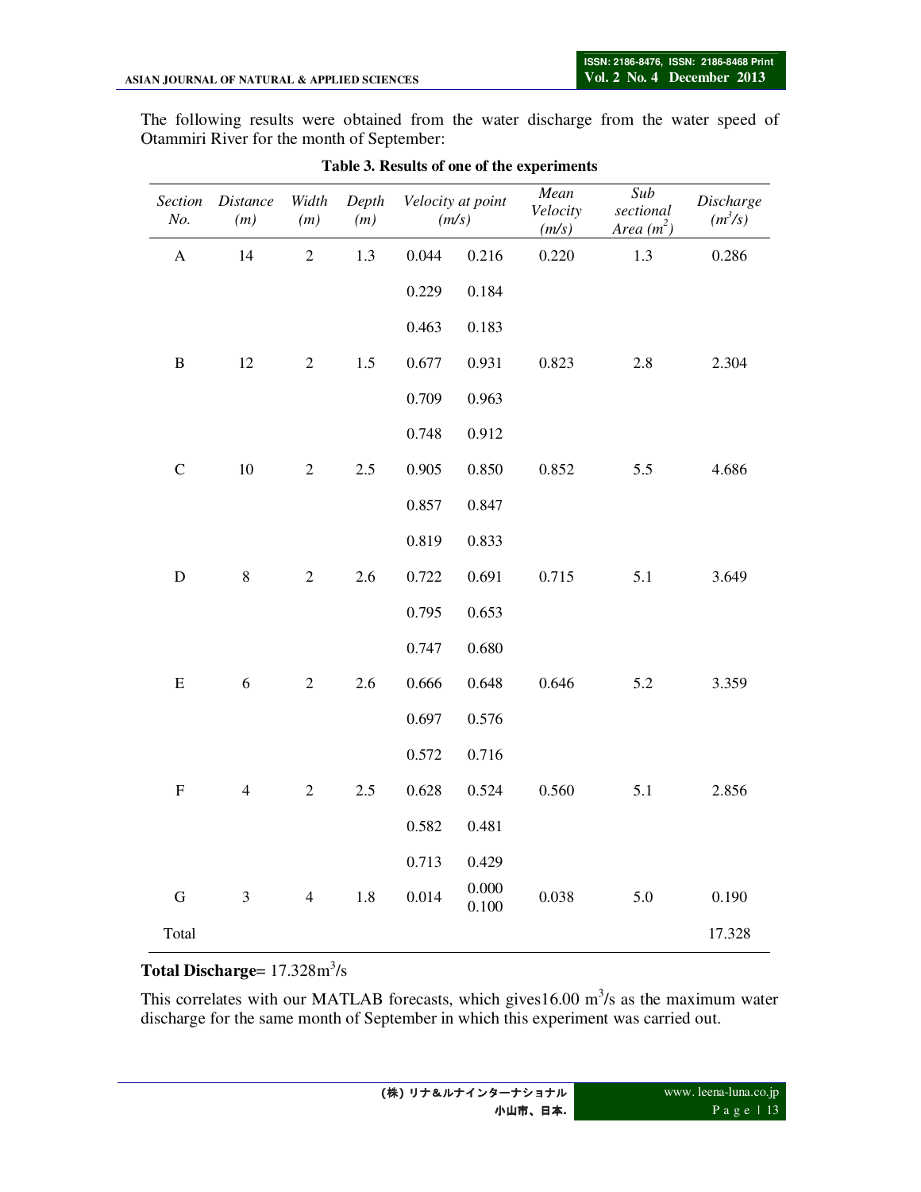The following results were obtained from the water discharge from the water speed of Otammiri River for the month of September:

**Table 3. Results of one of the experiments**

| *Section No.* | *Distance (m)* | *Width (m)* | *Depth (m)* | *Velocity at point (m/s)* | | *Mean Velocity (m/s)* | *Sub sectional Area ($m^2$)* | *Discharge ($m^3/s$)* |
|---|---|---|---|---|---|---|---|---|
| A | 14 | 2 | 1.3 | 0.044 | 0.216 | 0.220 | 1.3 | 0.286 |
| | | | | 0.229 | 0.184 | | | |
| | | | | 0.463 | 0.183 | | | |
| B | 12 | 2 | 1.5 | 0.677 | 0.931 | 0.823 | 2.8 | 2.304 |
| | | | | 0.709 | 0.963 | | | |
| | | | | 0.748 | 0.912 | | | |
| C | 10 | 2 | 2.5 | 0.905 | 0.850 | 0.852 | 5.5 | 4.686 |
| | | | | 0.857 | 0.847 | | | |
| | | | | 0.819 | 0.833 | | | |
| D | 8 | 2 | 2.6 | 0.722 | 0.691 | 0.715 | 5.1 | 3.649 |
| | | | | 0.795 | 0.653 | | | |
| | | | | 0.747 | 0.680 | | | |
| E | 6 | 2 | 2.6 | 0.666 | 0.648 | 0.646 | 5.2 | 3.359 |
| | | | | 0.697 | 0.576 | | | |
| | | | | 0.572 | 0.716 | | | |
| F | 4 | 2 | 2.5 | 0.628 | 0.524 | 0.560 | 5.1 | 2.856 |
| | | | | 0.582 | 0.481 | | | |
| | | | | 0.713 | 0.429 | | | |
| G | 3 | 4 | 1.8 | 0.014 | 0.000 0.100 | 0.038 | 5.0 | 0.190 |
| Total | | | | | | | | 17.328 |

**Total Discharge**= 17.328$m^3/s$

This correlates with our MATLAB forecasts, which gives16.00 $m^3/s$ as the maximum water discharge for the same month of September in which this experiment was carried out.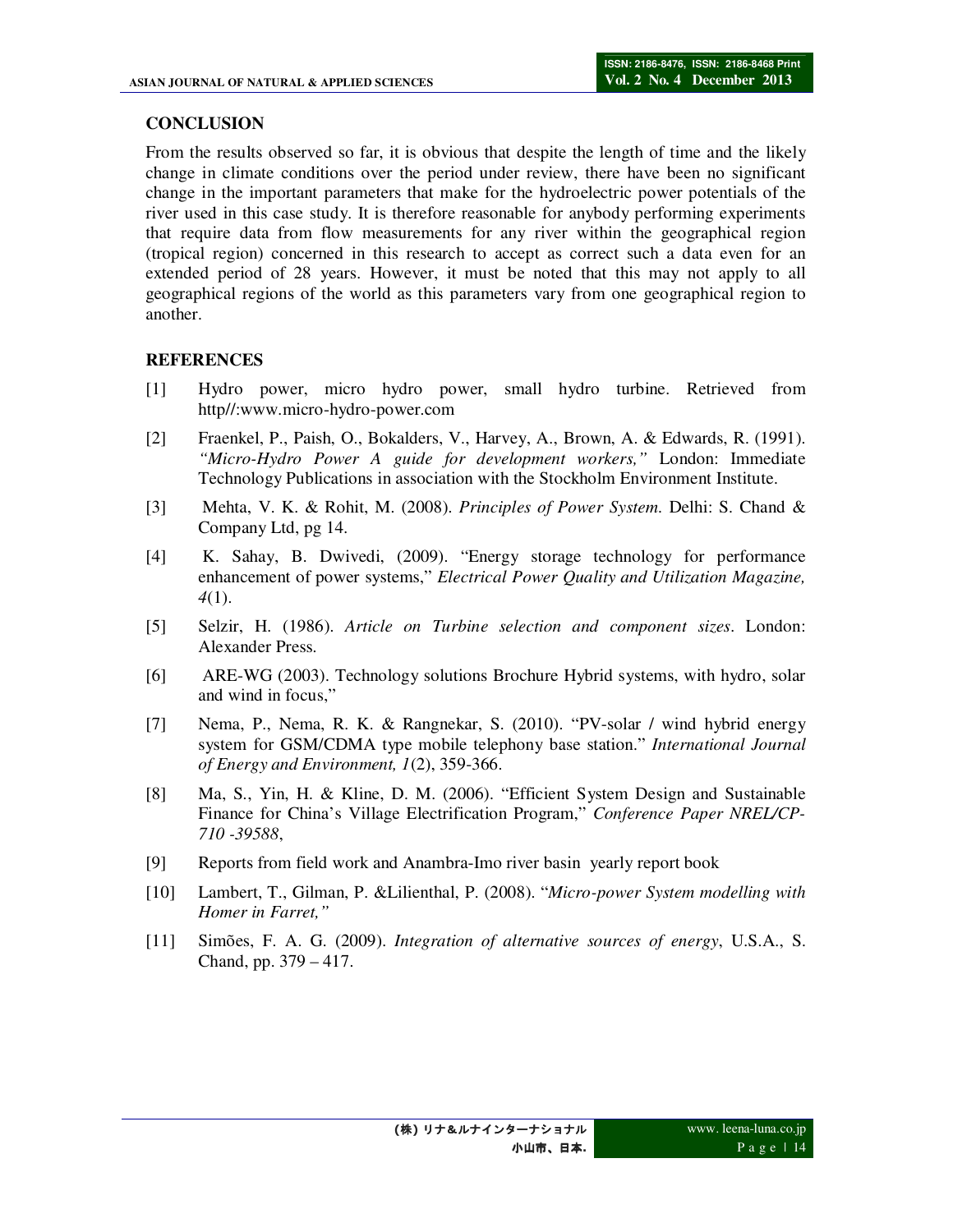## CONCLUSION

From the results observed so far, it is obvious that despite the length of time and the likely change in climate conditions over the period under review, there have been no significant change in the important parameters that make for the hydroelectric power potentials of the river used in this case study. It is therefore reasonable for anybody performing experiments that require data from flow measurements for any river within the geographical region (tropical region) concerned in this research to accept as correct such a data even for an extended period of 28 years. However, it must be noted that this may not apply to all geographical regions of the world as this parameters vary from one geographical region to another.

## REFERENCES

[1] Hydro power, micro hydro power, small hydro turbine. Retrieved from http//:www.micro-hydro-power.com

[2] Fraenkel, P., Paish, O., Bokalders, V., Harvey, A., Brown, A. & Edwards, R. (1991). *"Micro-Hydro Power A guide for development workers,"* London: Immediate Technology Publications in association with the Stockholm Environment Institute.

[3] Mehta, V. K. & Rohit, M. (2008). *Principles of Power System.* Delhi: S. Chand & Company Ltd, pg 14.

[4] K. Sahay, B. Dwivedi, (2009). "Energy storage technology for performance enhancement of power systems," *Electrical Power Quality and Utilization Magazine, 4*(1).

[5] Selzir, H. (1986). *Article on Turbine selection and component sizes*. London: Alexander Press.

[6] ARE-WG (2003). Technology solutions Brochure Hybrid systems, with hydro, solar and wind in focus,"

[7] Nema, P., Nema, R. K. & Rangnekar, S. (2010). "PV-solar / wind hybrid energy system for GSM/CDMA type mobile telephony base station." *International Journal of Energy and Environment, 1*(2), 359-366.

[8] Ma, S., Yin, H. & Kline, D. M. (2006). "Efficient System Design and Sustainable Finance for China's Village Electrification Program," *Conference Paper NREL/CP-710 -39588*,

[9] Reports from field work and Anambra-Imo river basin yearly report book

[10] Lambert, T., Gilman, P. &Lilienthal, P. (2008). "*Micro-power System modelling with Homer in Farret,"*

[11] Simões, F. A. G. (2009). *Integration of alternative sources of energy*, U.S.A., S. Chand, pp. 379 – 417.